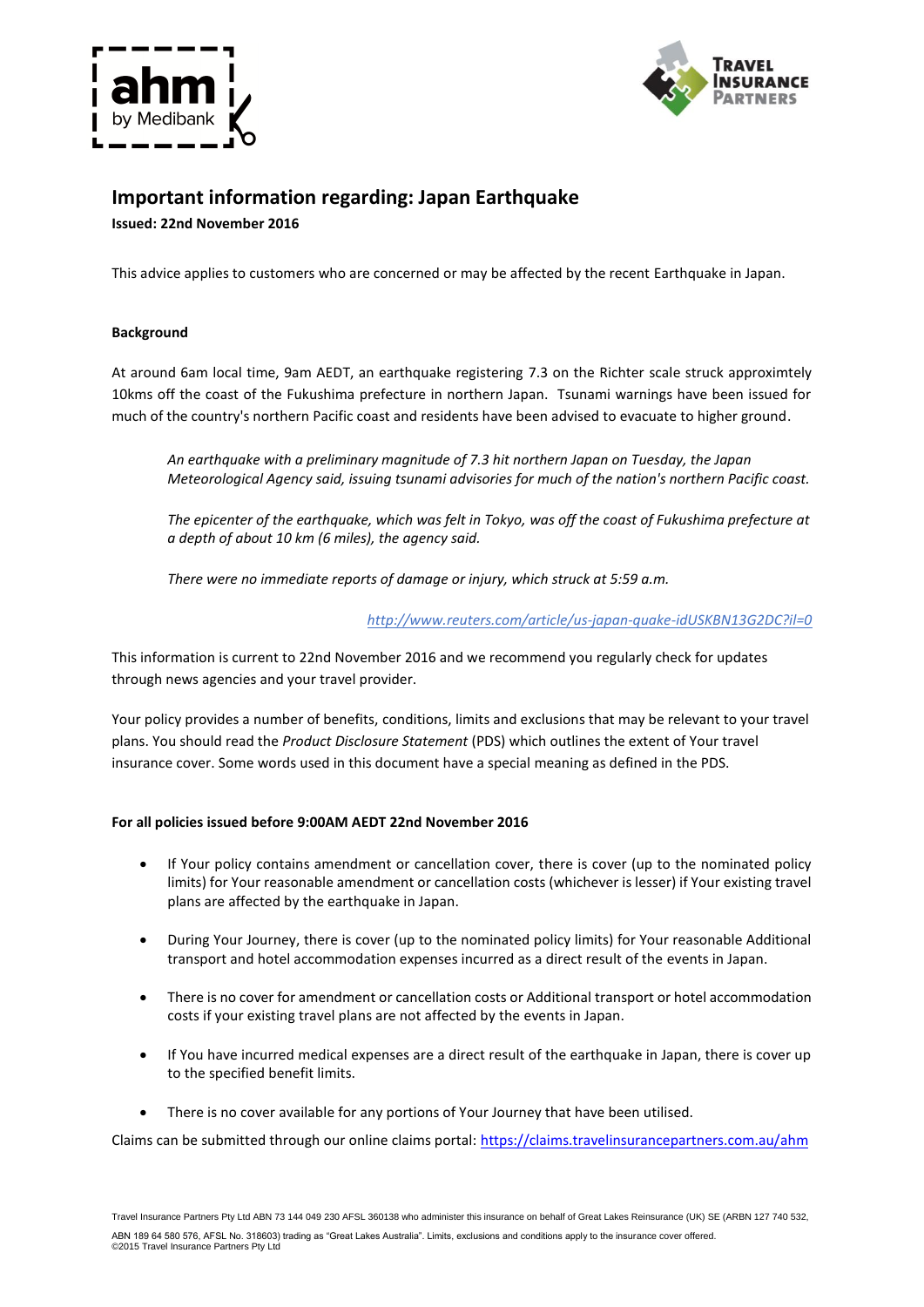# Important information regarding: Japan Earthquake

**Issued: 22nd November 2016**

This advice applies to customers who are concerned or may be affected by the recent Earthquake in Japan.

**Background**

At around 6am local time, 9am AEDT, an earthquake registering 7.3 on the Richter scale struck approximtely 10kms off the coast of the Fukushima prefecture in northern Japan. Tsunami warnings have been issued for much of the country's northern Pacific coast and residents have been advised to evacuate to higher ground.

> *An earthquake with a preliminary magnitude of 7.3 hit northern Japan on Tuesday, the Japan Meteorological Agency said, issuing tsunami advisories for much of the nation's northern Pacific coast.*
>
> *The epicenter of the earthquake, which was felt in Tokyo, was off the coast of Fukushima prefecture at a depth of about 10 km (6 miles), the agency said.*
>
> *There were no immediate reports of damage or injury, which struck at 5:59 a.m.*
>
> *http://www.reuters.com/article/us-japan-quake-idUSKBN13G2DC?il=0*

This information is current to 22nd November 2016 and we recommend you regularly check for updates through news agencies and your travel provider.

Your policy provides a number of benefits, conditions, limits and exclusions that may be relevant to your travel plans. You should read the *Product Disclosure Statement* (PDS) which outlines the extent of Your travel insurance cover. Some words used in this document have a special meaning as defined in the PDS.

**For all policies issued before 9:00AM AEDT 22nd November 2016**

- If Your policy contains amendment or cancellation cover, there is cover (up to the nominated policy limits) for Your reasonable amendment or cancellation costs (whichever is lesser) if Your existing travel plans are affected by the earthquake in Japan.
- During Your Journey, there is cover (up to the nominated policy limits) for Your reasonable Additional transport and hotel accommodation expenses incurred as a direct result of the events in Japan.
- There is no cover for amendment or cancellation costs or Additional transport or hotel accommodation costs if your existing travel plans are not affected by the events in Japan.
- If You have incurred medical expenses are a direct result of the earthquake in Japan, there is cover up to the specified benefit limits.
- There is no cover available for any portions of Your Journey that have been utilised.

Claims can be submitted through our online claims portal: https://claims.travelinsurancepartners.com.au/ahm

Travel Insurance Partners Pty Ltd ABN 73 144 049 230 AFSL 360138 who administer this insurance on behalf of Great Lakes Reinsurance (UK) SE (ARBN 127 740 532, ABN 189 64 580 576, AFSL No. 318603) trading as "Great Lakes Australia". Limits, exclusions and conditions apply to the insurance cover offered.
©2015 Travel Insurance Partners Pty Ltd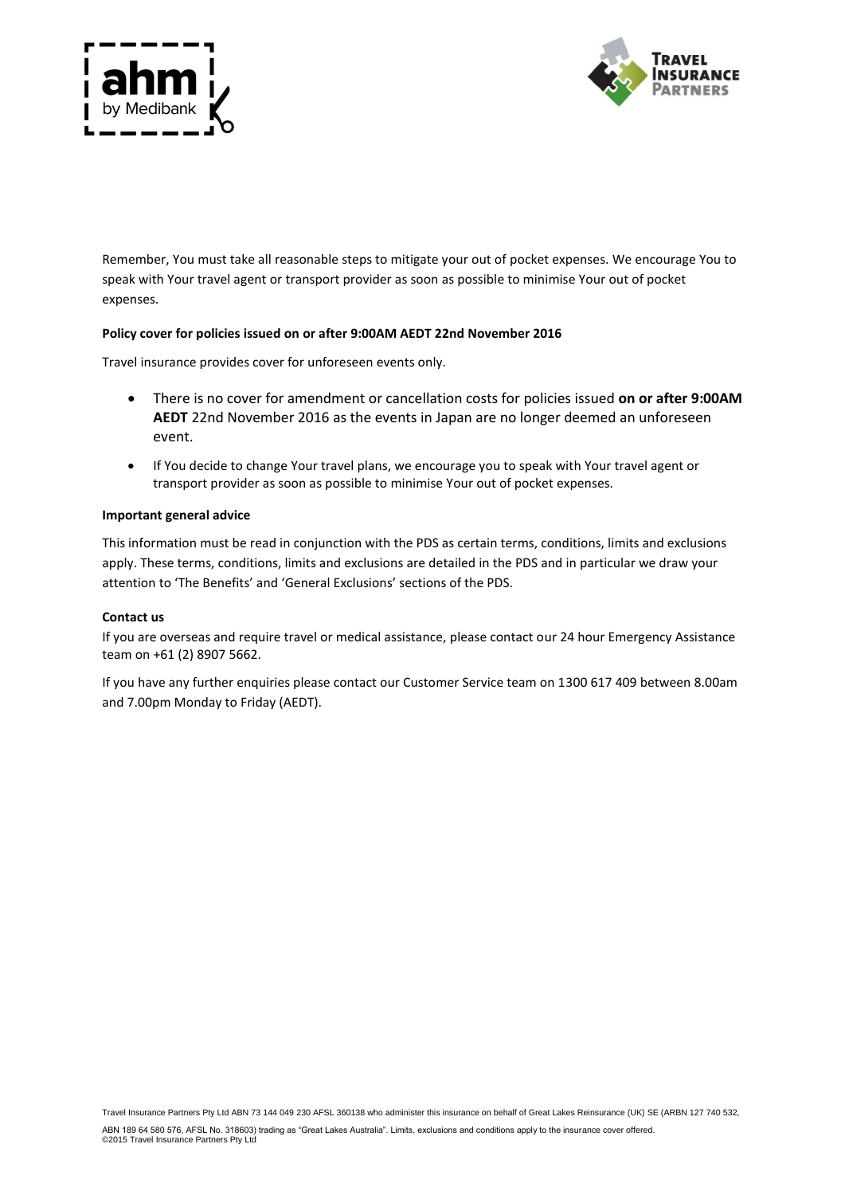Remember, You must take all reasonable steps to mitigate your out of pocket expenses. We encourage You to speak with Your travel agent or transport provider as soon as possible to minimise Your out of pocket expenses.

**Policy cover for policies issued on or after 9:00AM AEDT 22nd November 2016**

Travel insurance provides cover for unforeseen events only.

- There is no cover for amendment or cancellation costs for policies issued **on or after 9:00AM AEDT** 22nd November 2016 as the events in Japan are no longer deemed an unforeseen event.
- If You decide to change Your travel plans, we encourage you to speak with Your travel agent or transport provider as soon as possible to minimise Your out of pocket expenses.

**Important general advice**

This information must be read in conjunction with the PDS as certain terms, conditions, limits and exclusions apply. These terms, conditions, limits and exclusions are detailed in the PDS and in particular we draw your attention to 'The Benefits' and 'General Exclusions' sections of the PDS.

**Contact us**

If you are overseas and require travel or medical assistance, please contact our 24 hour Emergency Assistance team on +61 (2) 8907 5662.

If you have any further enquiries please contact our Customer Service team on 1300 617 409 between 8.00am and 7.00pm Monday to Friday (AEDT).

Travel Insurance Partners Pty Ltd ABN 73 144 049 230 AFSL 360138 who administer this insurance on behalf of Great Lakes Reinsurance (UK) SE (ARBN 127 740 532, ABN 189 64 580 576, AFSL No. 318603) trading as "Great Lakes Australia". Limits, exclusions and conditions apply to the insurance cover offered.
©2015 Travel Insurance Partners Pty Ltd